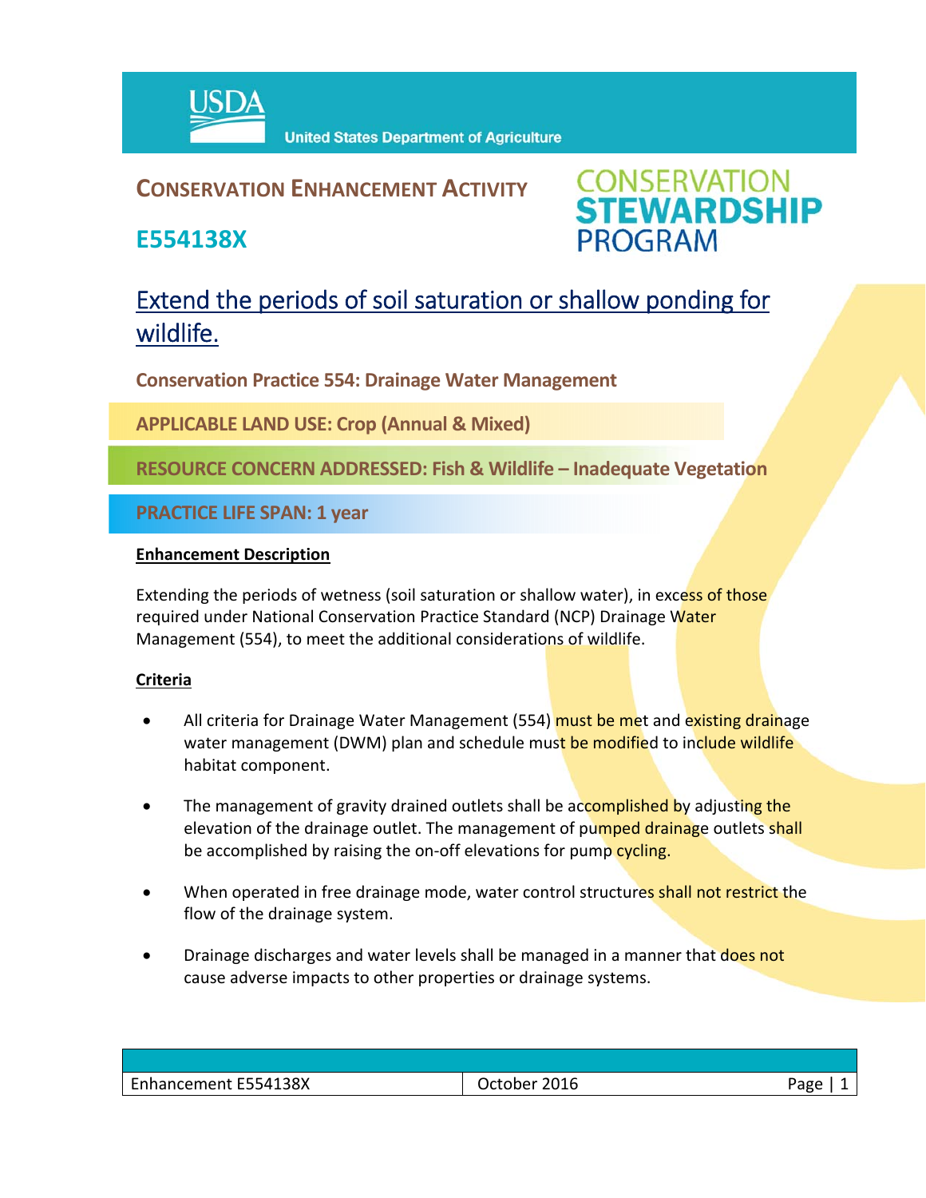United States Department of Agriculture

# CONSERVATION ENHANCEMENT ACTIVITY

## E554138X

CONSERVATION STEWARDSHIP PROGRAM

# Extend the periods of soil saturation or shallow ponding for wildlife.

**Conservation Practice 554: Drainage Water Management**

**APPLICABLE LAND USE: Crop (Annual & Mixed)**

**RESOURCE CONCERN ADDRESSED: Fish & Wildlife – Inadequate Vegetation**

**PRACTICE LIFE SPAN: 1 year**

**Enhancement Description**

Extending the periods of wetness (soil saturation or shallow water), in excess of those required under National Conservation Practice Standard (NCP) Drainage Water Management (554), to meet the additional considerations of wildlife.

**Criteria**

- All criteria for Drainage Water Management (554) must be met and existing drainage water management (DWM) plan and schedule must be modified to include wildlife habitat component.
- The management of gravity drained outlets shall be accomplished by adjusting the elevation of the drainage outlet. The management of pumped drainage outlets shall be accomplished by raising the on-off elevations for pump cycling.
- When operated in free drainage mode, water control structures shall not restrict the flow of the drainage system.
- Drainage discharges and water levels shall be managed in a manner that does not cause adverse impacts to other properties or drainage systems.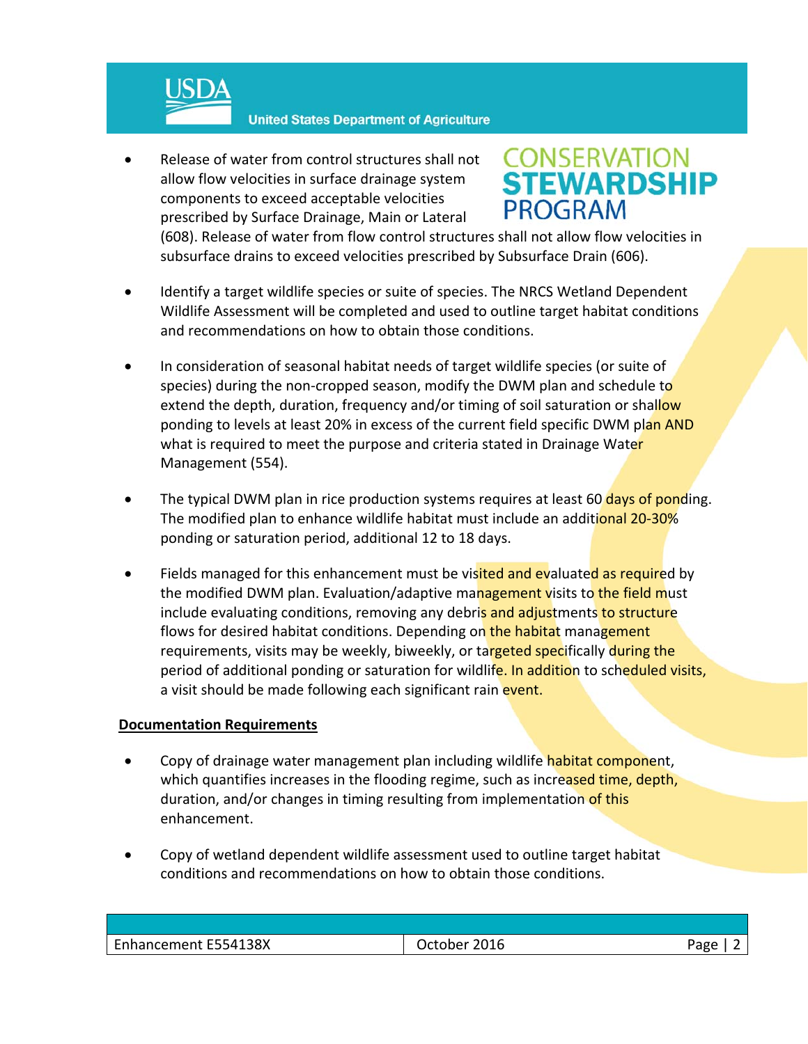- Release of water from control structures shall not allow flow velocities in surface drainage system components to exceed acceptable velocities prescribed by Surface Drainage, Main or Lateral (608). Release of water from flow control structures shall not allow flow velocities in subsurface drains to exceed velocities prescribed by Subsurface Drain (606).

- Identify a target wildlife species or suite of species. The NRCS Wetland Dependent Wildlife Assessment will be completed and used to outline target habitat conditions and recommendations on how to obtain those conditions.

- In consideration of seasonal habitat needs of target wildlife species (or suite of species) during the non-cropped season, modify the DWM plan and schedule to extend the depth, duration, frequency and/or timing of soil saturation or shallow ponding to levels at least 20% in excess of the current field specific DWM plan AND what is required to meet the purpose and criteria stated in Drainage Water Management (554).

- The typical DWM plan in rice production systems requires at least 60 days of ponding. The modified plan to enhance wildlife habitat must include an additional 20-30% ponding or saturation period, additional 12 to 18 days.

- Fields managed for this enhancement must be visited and evaluated as required by the modified DWM plan. Evaluation/adaptive management visits to the field must include evaluating conditions, removing any debris and adjustments to structure flows for desired habitat conditions. Depending on the habitat management requirements, visits may be weekly, biweekly, or targeted specifically during the period of additional ponding or saturation for wildlife. In addition to scheduled visits, a visit should be made following each significant rain event.

**Documentation Requirements**

- Copy of drainage water management plan including wildlife habitat component, which quantifies increases in the flooding regime, such as increased time, depth, duration, and/or changes in timing resulting from implementation of this enhancement.

- Copy of wetland dependent wildlife assessment used to outline target habitat conditions and recommendations on how to obtain those conditions.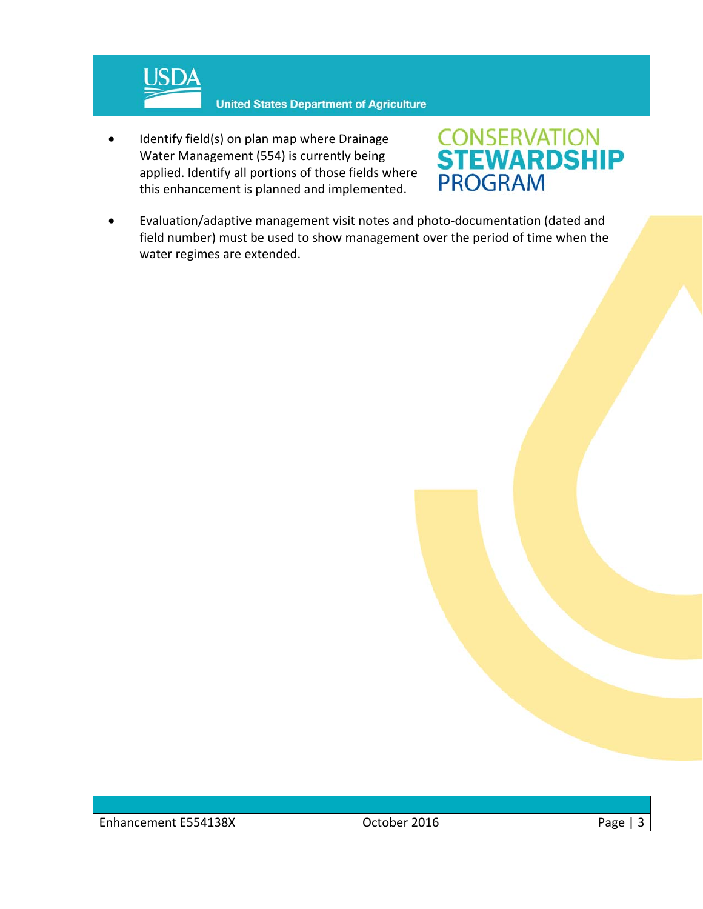- Identify field(s) on plan map where Drainage Water Management (554) is currently being applied. Identify all portions of those fields where this enhancement is planned and implemented.

- Evaluation/adaptive management visit notes and photo-documentation (dated and field number) must be used to show management over the period of time when the water regimes are extended.